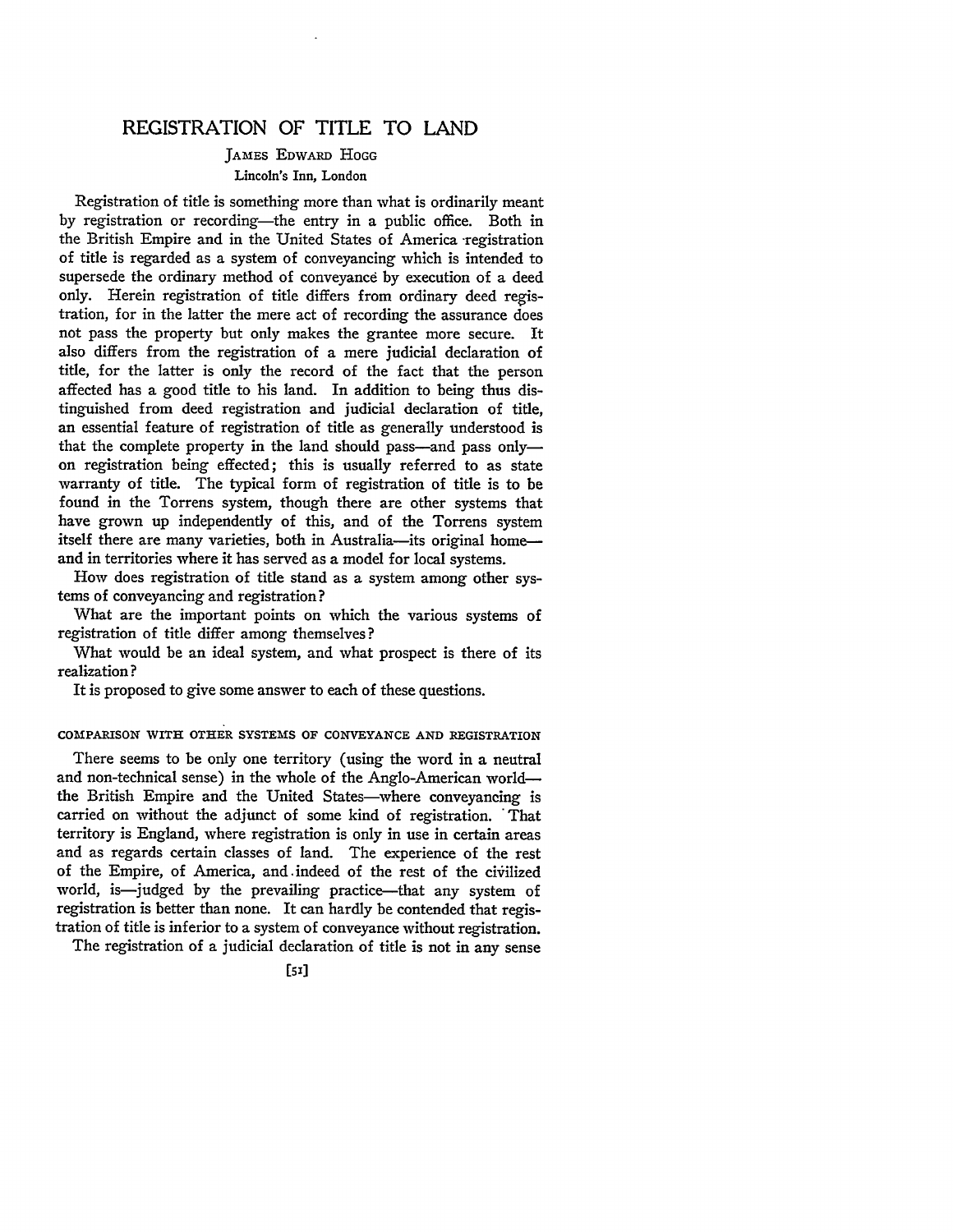# REGISTRATION OF TITLE TO LAND

JAMES EDWARD HOGG
Lincoln's Inn, London

Registration of title is something more than what is ordinarily meant by registration or recording—the entry in a public office. Both in the British Empire and in the United States of America registration of title is regarded as a system of conveyancing which is intended to supersede the ordinary method of conveyance by execution of a deed only. Herein registration of title differs from ordinary deed registration, for in the latter the mere act of recording the assurance does not pass the property but only makes the grantee more secure. It also differs from the registration of a mere judicial declaration of title, for the latter is only the record of the fact that the person affected has a good title to his land. In addition to being thus distinguished from deed registration and judicial declaration of title, an essential feature of registration of title as generally understood is that the complete property in the land should pass—and pass only—on registration being effected; this is usually referred to as state warranty of title. The typical form of registration of title is to be found in the Torrens system, though there are other systems that have grown up independently of this, and of the Torrens system itself there are many varieties, both in Australia—its original home—and in territories where it has served as a model for local systems.

How does registration of title stand as a system among other systems of conveyancing and registration?

What are the important points on which the various systems of registration of title differ among themselves?

What would be an ideal system, and what prospect is there of its realization?

It is proposed to give some answer to each of these questions.

## COMPARISON WITH OTHER SYSTEMS OF CONVEYANCE AND REGISTRATION

There seems to be only one territory (using the word in a neutral and non-technical sense) in the whole of the Anglo-American world—the British Empire and the United States—where conveyancing is carried on without the adjunct of some kind of registration. That territory is England, where registration is only in use in certain areas and as regards certain classes of land. The experience of the rest of the Empire, of America, and indeed of the rest of the civilized world, is—judged by the prevailing practice—that any system of registration is better than none. It can hardly be contended that registration of title is inferior to a system of conveyance without registration.

The registration of a judicial declaration of title is not in any sense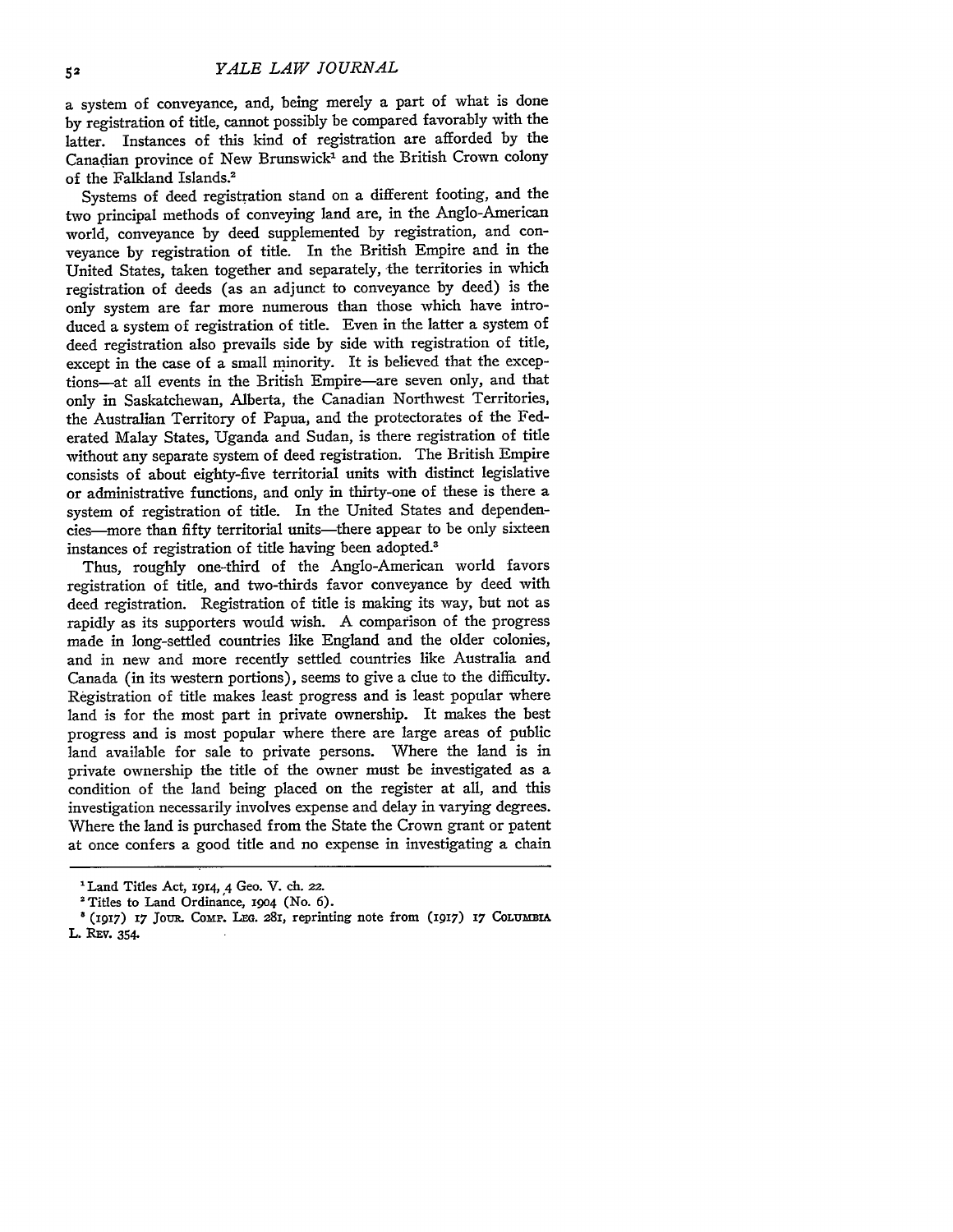a system of conveyance, and, being merely a part of what is done by registration of title, cannot possibly be compared favorably with the latter. Instances of this kind of registration are afforded by the Canadian province of New Brunswick[1] and the British Crown colony of the Falkland Islands.[2]

Systems of deed registration stand on a different footing, and the two principal methods of conveying land are, in the Anglo-American world, conveyance by deed supplemented by registration, and conveyance by registration of title. In the British Empire and in the United States, taken together and separately, the territories in which registration of deeds (as an adjunct to conveyance by deed) is the only system are far more numerous than those which have introduced a system of registration of title. Even in the latter a system of deed registration also prevails side by side with registration of title, except in the case of a small minority. It is believed that the exceptions—at all events in the British Empire—are seven only, and that only in Saskatchewan, Alberta, the Canadian Northwest Territories, the Australian Territory of Papua, and the protectorates of the Federated Malay States, Uganda and Sudan, is there registration of title without any separate system of deed registration. The British Empire consists of about eighty-five territorial units with distinct legislative or administrative functions, and only in thirty-one of these is there a system of registration of title. In the United States and dependencies—more than fifty territorial units—there appear to be only sixteen instances of registration of title having been adopted.[3]

Thus, roughly one-third of the Anglo-American world favors registration of title, and two-thirds favor conveyance by deed with deed registration. Registration of title is making its way, but not as rapidly as its supporters would wish. A comparison of the progress made in long-settled countries like England and the older colonies, and in new and more recently settled countries like Australia and Canada (in its western portions), seems to give a clue to the difficulty. Registration of title makes least progress and is least popular where land is for the most part in private ownership. It makes the best progress and is most popular where there are large areas of public land available for sale to private persons. Where the land is in private ownership the title of the owner must be investigated as a condition of the land being placed on the register at all, and this investigation necessarily involves expense and delay in varying degrees. Where the land is purchased from the State the Crown grant or patent at once confers a good title and no expense in investigating a chain

---

[1] Land Titles Act, 1914, 4 Geo. V. ch. 22.

[2] Titles to Land Ordinance, 1904 (No. 6).

[3] (1917) 17 Jour. Comp. Leg. 281, reprinting note from (1917) 17 Columbia L. Rev. 354.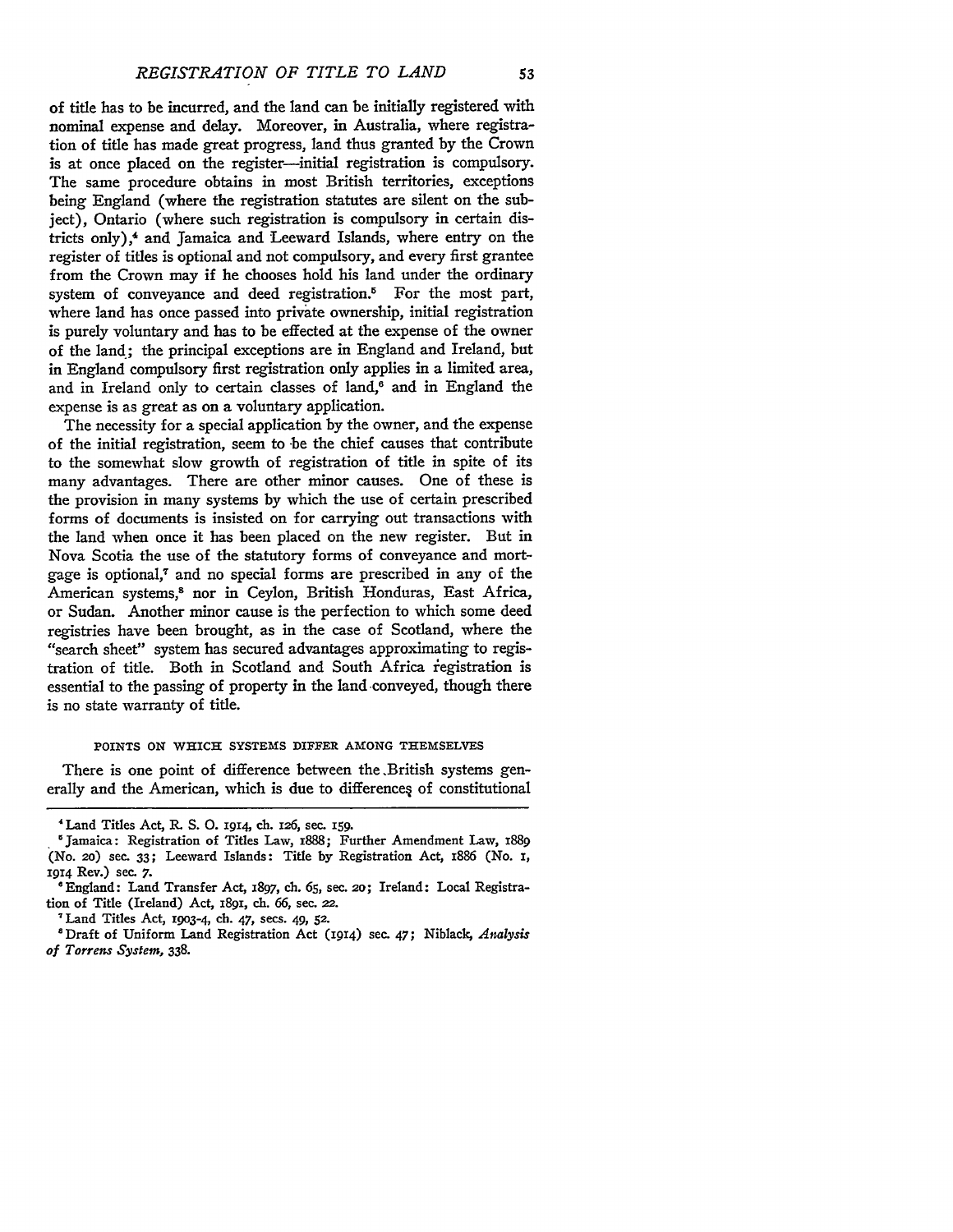of title has to be incurred, and the land can be initially registered with nominal expense and delay. Moreover, in Australia, where registration of title has made great progress, land thus granted by the Crown is at once placed on the register—initial registration is compulsory. The same procedure obtains in most British territories, exceptions being England (where the registration statutes are silent on the subject), Ontario (where such registration is compulsory in certain districts only),[4] and Jamaica and Leeward Islands, where entry on the register of titles is optional and not compulsory, and every first grantee from the Crown may if he chooses hold his land under the ordinary system of conveyance and deed registration.[5] For the most part, where land has once passed into private ownership, initial registration is purely voluntary and has to be effected at the expense of the owner of the land; the principal exceptions are in England and Ireland, but in England compulsory first registration only applies in a limited area, and in Ireland only to certain classes of land,[6] and in England the expense is as great as on a voluntary application.

The necessity for a special application by the owner, and the expense of the initial registration, seem to be the chief causes that contribute to the somewhat slow growth of registration of title in spite of its many advantages. There are other minor causes. One of these is the provision in many systems by which the use of certain prescribed forms of documents is insisted on for carrying out transactions with the land when once it has been placed on the new register. But in Nova Scotia the use of the statutory forms of conveyance and mortgage is optional,[7] and no special forms are prescribed in any of the American systems,[8] nor in Ceylon, British Honduras, East Africa, or Sudan. Another minor cause is the perfection to which some deed registries have been brought, as in the case of Scotland, where the "search sheet" system has secured advantages approximating to registration of title. Both in Scotland and South Africa registration is essential to the passing of property in the land conveyed, though there is no state warranty of title.

## POINTS ON WHICH SYSTEMS DIFFER AMONG THEMSELVES

There is one point of difference between the British systems generally and the American, which is due to differences of constitutional

---

[4] Land Titles Act, R. S. O. 1914, ch. 126, sec. 159.

[5] Jamaica: Registration of Titles Law, 1888; Further Amendment Law, 1889 (No. 20) sec. 33; Leeward Islands: Title by Registration Act, 1886 (No. 1, 1914 Rev.) sec. 7.

[6] England: Land Transfer Act, 1897, ch. 65, sec. 20; Ireland: Local Registration of Title (Ireland) Act, 1891, ch. 66, sec. 22.

[7] Land Titles Act, 1903-4, ch. 47, secs. 49, 52.

[8] Draft of Uniform Land Registration Act (1914) sec. 47; Niblack, *Analysis of Torrens System*, 338.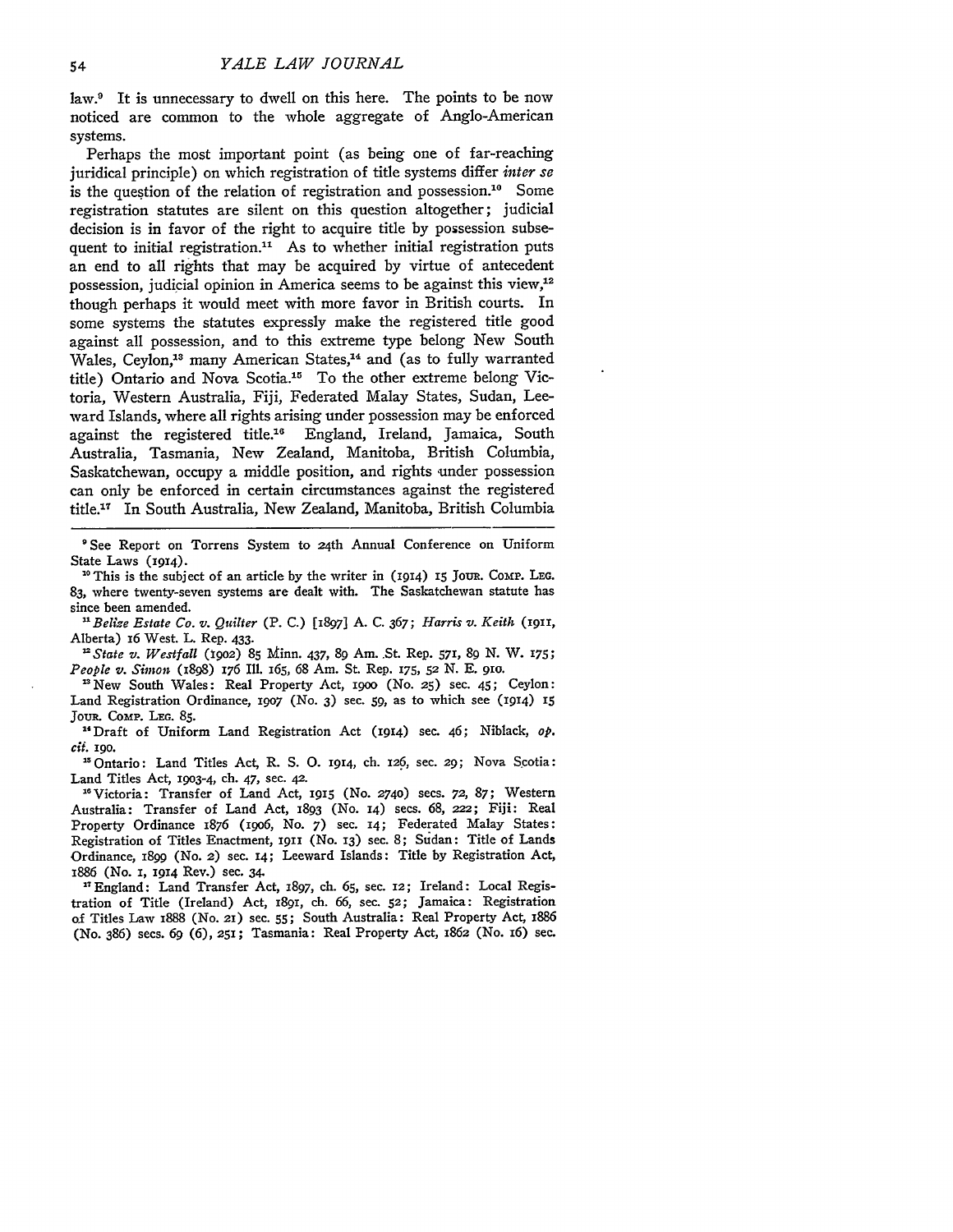law.[9] It is unnecessary to dwell on this here. The points to be now noticed are common to the whole aggregate of Anglo-American systems.

Perhaps the most important point (as being one of far-reaching juridical principle) on which registration of title systems differ *inter se* is the question of the relation of registration and possession.[10] Some registration statutes are silent on this question altogether; judicial decision is in favor of the right to acquire title by possession subsequent to initial registration.[11] As to whether initial registration puts an end to all rights that may be acquired by virtue of antecedent possession, judicial opinion in America seems to be against this view,[12] though perhaps it would meet with more favor in British courts. In some systems the statutes expressly make the registered title good against all possession, and to this extreme type belong New South Wales, Ceylon,[13] many American States,[14] and (as to fully warranted title) Ontario and Nova Scotia.[15] To the other extreme belong Victoria, Western Australia, Fiji, Federated Malay States, Sudan, Leeward Islands, where all rights arising under possession may be enforced against the registered title.[16] England, Ireland, Jamaica, South Australia, Tasmania, New Zealand, Manitoba, British Columbia, Saskatchewan, occupy a middle position, and rights under possession can only be enforced in certain circumstances against the registered title.[17] In South Australia, New Zealand, Manitoba, British Columbia

---

[9] See Report on Torrens System to 24th Annual Conference on Uniform State Laws (1914).

[10] This is the subject of an article by the writer in (1914) 15 JOUR. COMP. LEG. 83, where twenty-seven systems are dealt with. The Saskatchewan statute has since been amended.

[11] *Belize Estate Co. v. Quilter* (P. C.) [1897] A. C. 367; *Harris v. Keith* (1911, Alberta) 16 West. L. Rep. 433.

[12] *State v. Westfall* (1902) 85 Minn. 437, 89 Am. St. Rep. 571, 89 N. W. 175; *People v. Simon* (1898) 176 Ill. 165, 68 Am. St. Rep. 175, 52 N. E. 910.

[13] New South Wales: Real Property Act, 1900 (No. 25) sec. 45; Ceylon: Land Registration Ordinance, 1907 (No. 3) sec. 59, as to which see (1914) 15 JOUR. COMP. LEG. 85.

[14] Draft of Uniform Land Registration Act (1914) sec. 46; Niblack, *op. cit.* 190.

[15] Ontario: Land Titles Act, R. S. O. 1914, ch. 126, sec. 29; Nova Scotia: Land Titles Act, 1903-4, ch. 47, sec. 42.

[16] Victoria: Transfer of Land Act, 1915 (No. 2740) secs. 72, 87; Western Australia: Transfer of Land Act, 1893 (No. 14) secs. 68, 222; Fiji: Real Property Ordinance 1876 (1906, No. 7) sec. 14; Federated Malay States: Registration of Titles Enactment, 1911 (No. 13) sec. 8; Sudan: Title of Lands Ordinance, 1899 (No. 2) sec. 14; Leeward Islands: Title by Registration Act, 1886 (No. 1, 1914 Rev.) sec. 34.

[17] England: Land Transfer Act, 1897, ch. 65, sec. 12; Ireland: Local Registration of Title (Ireland) Act, 1891, ch. 66, sec. 52; Jamaica: Registration of Titles Law 1888 (No. 21) sec. 55; South Australia: Real Property Act, 1886 (No. 386) secs. 69 (6), 251; Tasmania: Real Property Act, 1862 (No. 16) sec.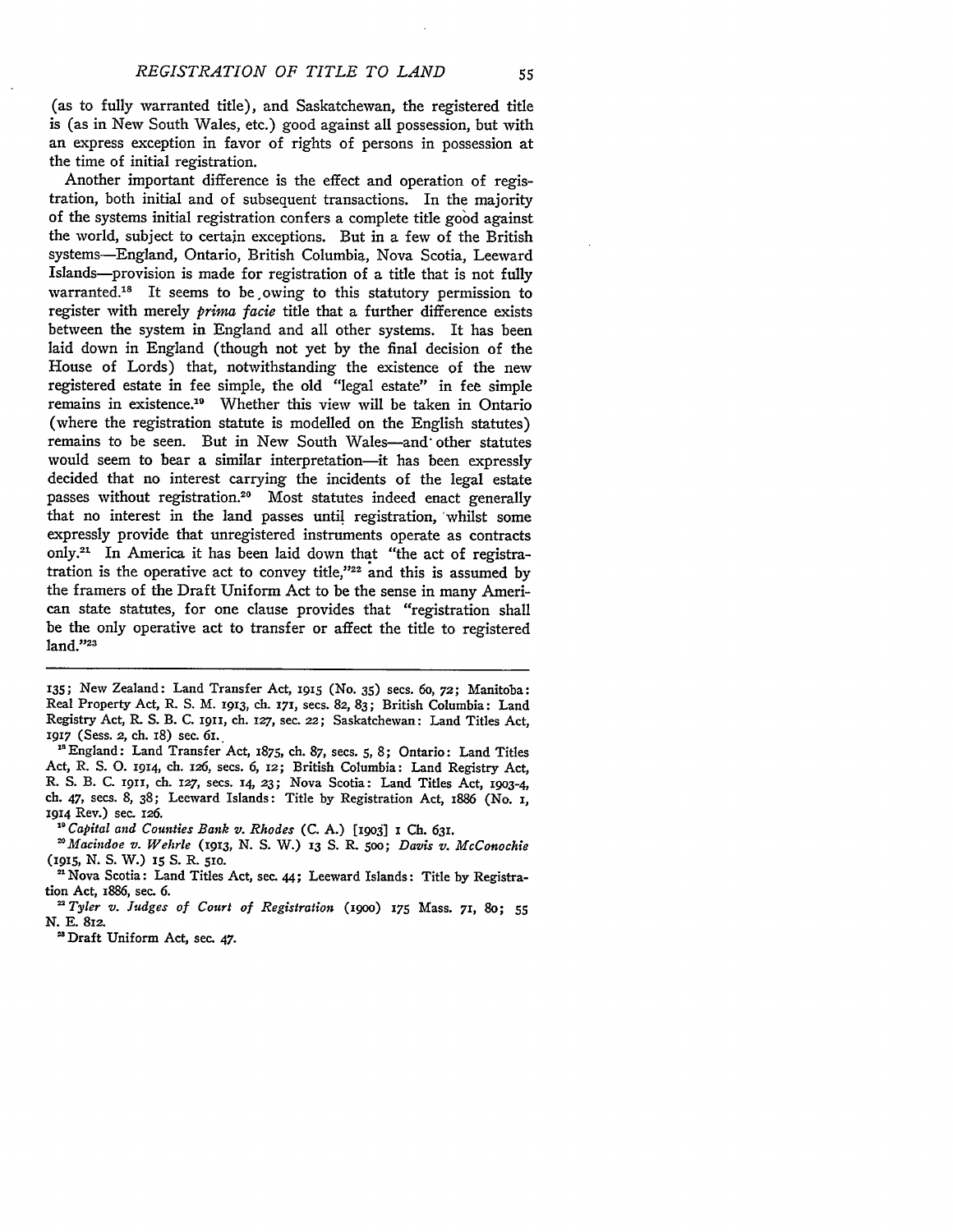(as to fully warranted title), and Saskatchewan, the registered title is (as in New South Wales, etc.) good against all possession, but with an express exception in favor of rights of persons in possession at the time of initial registration.

Another important difference is the effect and operation of registration, both initial and of subsequent transactions. In the majority of the systems initial registration confers a complete title good against the world, subject to certain exceptions. But in a few of the British systems—England, Ontario, British Columbia, Nova Scotia, Leeward Islands—provision is made for registration of a title that is not fully warranted.[18] It seems to be owing to this statutory permission to register with merely *prima facie* title that a further difference exists between the system in England and all other systems. It has been laid down in England (though not yet by the final decision of the House of Lords) that, notwithstanding the existence of the new registered estate in fee simple, the old "legal estate" in fee simple remains in existence.[19] Whether this view will be taken in Ontario (where the registration statute is modelled on the English statutes) remains to be seen. But in New South Wales—and other statutes would seem to bear a similar interpretation—it has been expressly decided that no interest carrying the incidents of the legal estate passes without registration.[20] Most statutes indeed enact generally that no interest in the land passes until registration, whilst some expressly provide that unregistered instruments operate as contracts only.[21] In America it has been laid down that "the act of registration is the operative act to convey title,"[22] and this is assumed by the framers of the Draft Uniform Act to be the sense in many American state statutes, for one clause provides that "registration shall be the only operative act to transfer or affect the title to registered land."[23]

---

135; New Zealand: Land Transfer Act, 1915 (No. 35) secs. 60, 72; Manitoba: Real Property Act, R. S. M. 1913, ch. 171, secs. 82, 83; British Columbia: Land Registry Act, R. S. B. C. 1911, ch. 127, sec. 22; Saskatchewan: Land Titles Act, 1917 (Sess. 2, ch. 18) sec. 61.

[18] England: Land Transfer Act, 1875, ch. 87, secs. 5, 8; Ontario: Land Titles Act, R. S. O. 1914, ch. 126, secs. 6, 12; British Columbia: Land Registry Act, R. S. B. C. 1911, ch. 127, secs. 14, 23; Nova Scotia: Land Titles Act, 1903-4, ch. 47, secs. 8, 38; Leeward Islands: Title by Registration Act, 1886 (No. 1, 1914 Rev.) sec. 126.

[19] *Capital and Counties Bank v. Rhodes* (C. A.) [1903] 1 Ch. 631.

[20] *Macindoe v. Wehrle* (1913, N. S. W.) 13 S. R. 500; *Davis v. McConochie* (1915, N. S. W.) 15 S. R. 510.

[21] Nova Scotia: Land Titles Act, sec. 44; Leeward Islands: Title by Registration Act, 1886, sec. 6.

[22] *Tyler v. Judges of Court of Registration* (1900) 175 Mass. 71, 80; 55 N. E. 812.

[23] Draft Uniform Act, sec. 47.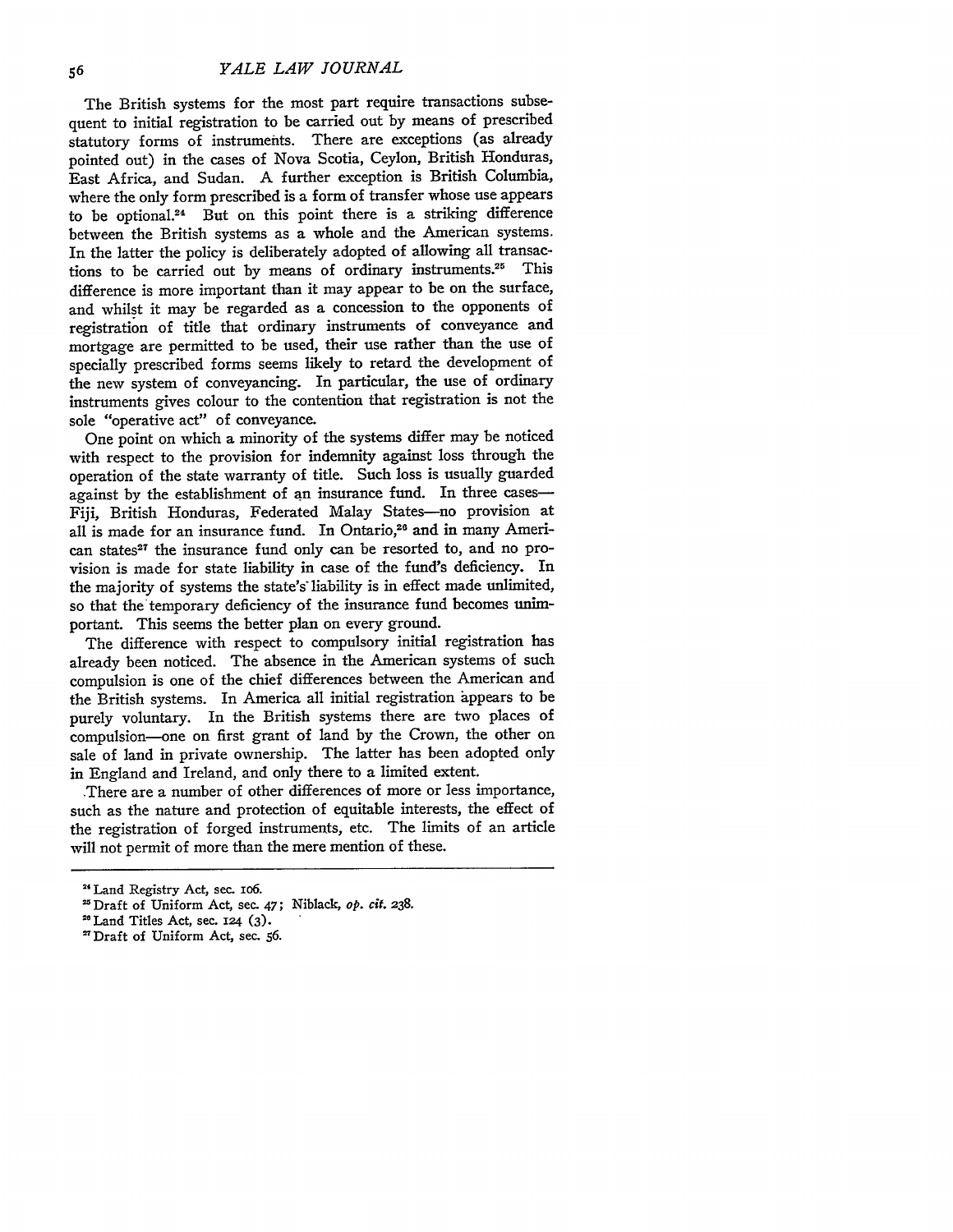The British systems for the most part require transactions subsequent to initial registration to be carried out by means of prescribed statutory forms of instruments. There are exceptions (as already pointed out) in the cases of Nova Scotia, Ceylon, British Honduras, East Africa, and Sudan. A further exception is British Columbia, where the only form prescribed is a form of transfer whose use appears to be optional.[24] But on this point there is a striking difference between the British systems as a whole and the American systems. In the latter the policy is deliberately adopted of allowing all transactions to be carried out by means of ordinary instruments.[25] This difference is more important than it may appear to be on the surface, and whilst it may be regarded as a concession to the opponents of registration of title that ordinary instruments of conveyance and mortgage are permitted to be used, their use rather than the use of specially prescribed forms seems likely to retard the development of the new system of conveyancing. In particular, the use of ordinary instruments gives colour to the contention that registration is not the sole "operative act" of conveyance.

One point on which a minority of the systems differ may be noticed with respect to the provision for indemnity against loss through the operation of the state warranty of title. Such loss is usually guarded against by the establishment of an insurance fund. In three cases—Fiji, British Honduras, Federated Malay States—no provision at all is made for an insurance fund. In Ontario,[26] and in many American states[27] the insurance fund only can be resorted to, and no provision is made for state liability in case of the fund's deficiency. In the majority of systems the state's liability is in effect made unlimited, so that the temporary deficiency of the insurance fund becomes unimportant. This seems the better plan on every ground.

The difference with respect to compulsory initial registration has already been noticed. The absence in the American systems of such compulsion is one of the chief differences between the American and the British systems. In America all initial registration appears to be purely voluntary. In the British systems there are two places of compulsion—one on first grant of land by the Crown, the other on sale of land in private ownership. The latter has been adopted only in England and Ireland, and only there to a limited extent.

There are a number of other differences of more or less importance, such as the nature and protection of equitable interests, the effect of the registration of forged instruments, etc. The limits of an article will not permit of more than the mere mention of these.

---

[24] Land Registry Act, sec. 106.

[25] Draft of Uniform Act, sec. 47; Niblack, *op. cit.* 238.

[26] Land Titles Act, sec. 124 (3).

[27] Draft of Uniform Act, sec. 56.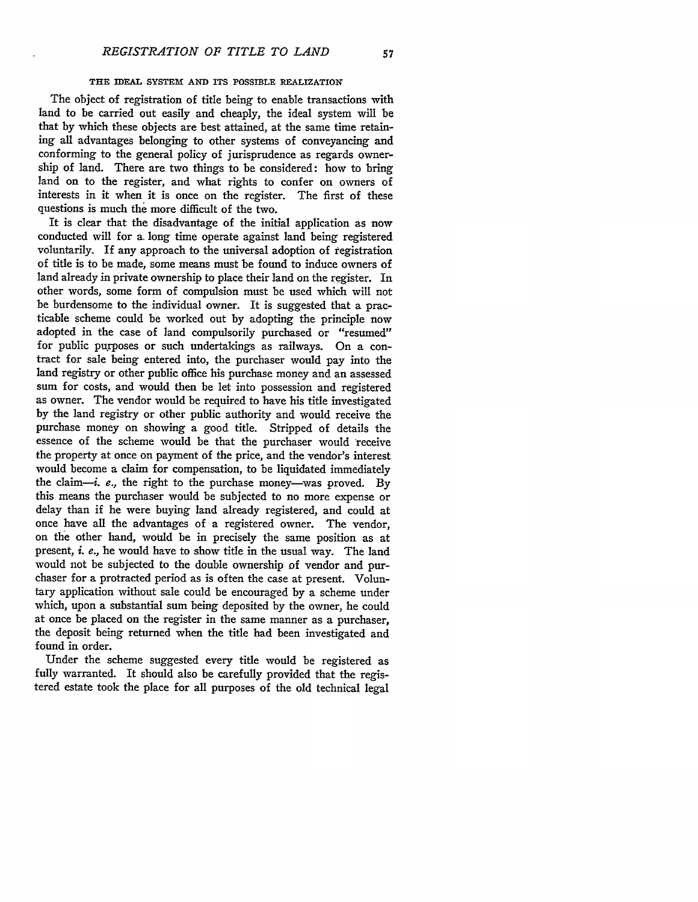### THE IDEAL SYSTEM AND ITS POSSIBLE REALIZATION

The object of registration of title being to enable transactions with land to be carried out easily and cheaply, the ideal system will be that by which these objects are best attained, at the same time retaining all advantages belonging to other systems of conveyancing and conforming to the general policy of jurisprudence as regards ownership of land. There are two things to be considered: how to bring land on to the register, and what rights to confer on owners of interests in it when it is once on the register. The first of these questions is much the more difficult of the two.

It is clear that the disadvantage of the initial application as now conducted will for a long time operate against land being registered voluntarily. If any approach to the universal adoption of registration of title is to be made, some means must be found to induce owners of land already in private ownership to place their land on the register. In other words, some form of compulsion must be used which will not be burdensome to the individual owner. It is suggested that a practicable scheme could be worked out by adopting the principle now adopted in the case of land compulsorily purchased or "resumed" for public purposes or such undertakings as railways. On a contract for sale being entered into, the purchaser would pay into the land registry or other public office his purchase money and an assessed sum for costs, and would then be let into possession and registered as owner. The vendor would be required to have his title investigated by the land registry or other public authority and would receive the purchase money on showing a good title. Stripped of details the essence of the scheme would be that the purchaser would receive the property at once on payment of the price, and the vendor's interest would become a claim for compensation, to be liquidated immediately the claim—*i. e.*, the right to the purchase money—was proved. By this means the purchaser would be subjected to no more expense or delay than if he were buying land already registered, and could at once have all the advantages of a registered owner. The vendor, on the other hand, would be in precisely the same position as at present, *i. e.*, he would have to show title in the usual way. The land would not be subjected to the double ownership of vendor and purchaser for a protracted period as is often the case at present. Voluntary application without sale could be encouraged by a scheme under which, upon a substantial sum being deposited by the owner, he could at once be placed on the register in the same manner as a purchaser, the deposit being returned when the title had been investigated and found in order.

Under the scheme suggested every title would be registered as fully warranted. It should also be carefully provided that the registered estate took the place for all purposes of the old technical legal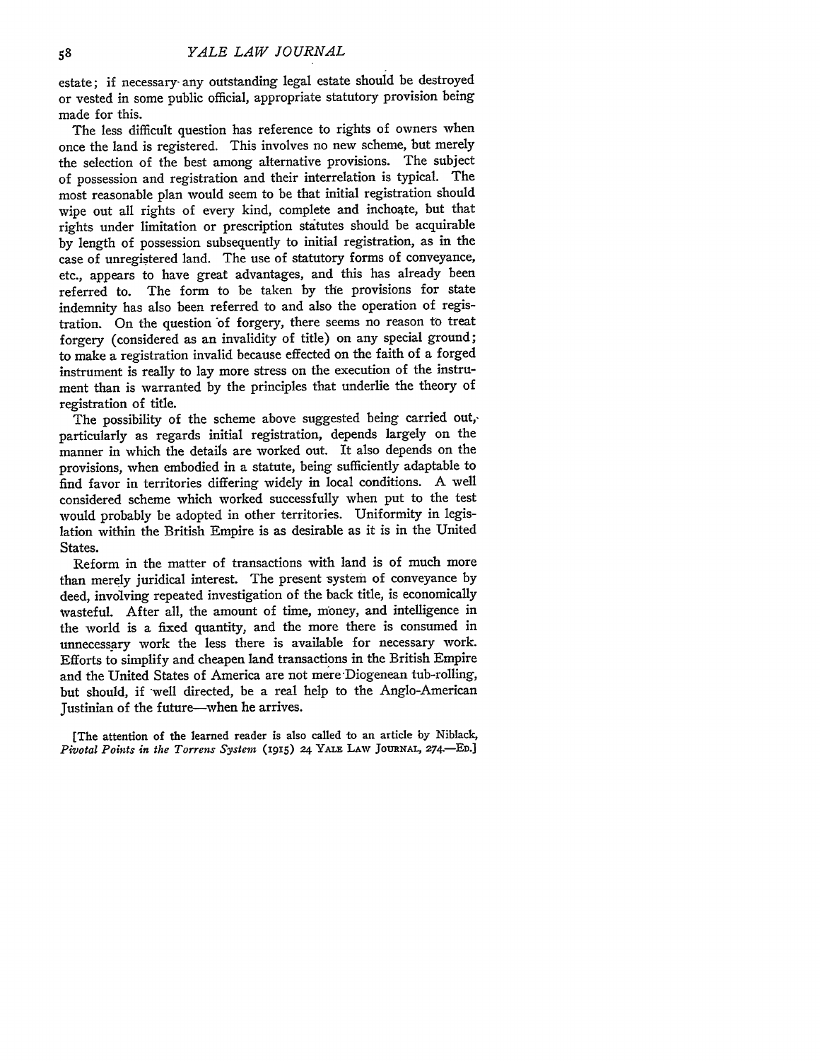estate; if necessary any outstanding legal estate should be destroyed or vested in some public official, appropriate statutory provision being made for this.

The less difficult question has reference to rights of owners when once the land is registered. This involves no new scheme, but merely the selection of the best among alternative provisions. The subject of possession and registration and their interrelation is typical. The most reasonable plan would seem to be that initial registration should wipe out all rights of every kind, complete and inchoate, but that rights under limitation or prescription statutes should be acquirable by length of possession subsequently to initial registration, as in the case of unregistered land. The use of statutory forms of conveyance, etc., appears to have great advantages, and this has already been referred to. The form to be taken by the provisions for state indemnity has also been referred to and also the operation of registration. On the question of forgery, there seems no reason to treat forgery (considered as an invalidity of title) on any special ground; to make a registration invalid because effected on the faith of a forged instrument is really to lay more stress on the execution of the instrument than is warranted by the principles that underlie the theory of registration of title.

The possibility of the scheme above suggested being carried out, particularly as regards initial registration, depends largely on the manner in which the details are worked out. It also depends on the provisions, when embodied in a statute, being sufficiently adaptable to find favor in territories differing widely in local conditions. A well considered scheme which worked successfully when put to the test would probably be adopted in other territories. Uniformity in legislation within the British Empire is as desirable as it is in the United States.

Reform in the matter of transactions with land is of much more than merely juridical interest. The present system of conveyance by deed, involving repeated investigation of the back title, is economically wasteful. After all, the amount of time, money, and intelligence in the world is a fixed quantity, and the more there is consumed in unnecessary work the less there is available for necessary work. Efforts to simplify and cheapen land transactions in the British Empire and the United States of America are not mere Diogenean tub-rolling, but should, if well directed, be a real help to the Anglo-American Justinian of the future—when he arrives.

[The attention of the learned reader is also called to an article by Niblack, *Pivotal Points in the Torrens System* (1915) 24 YALE LAW JOURNAL, 274.—ED.]